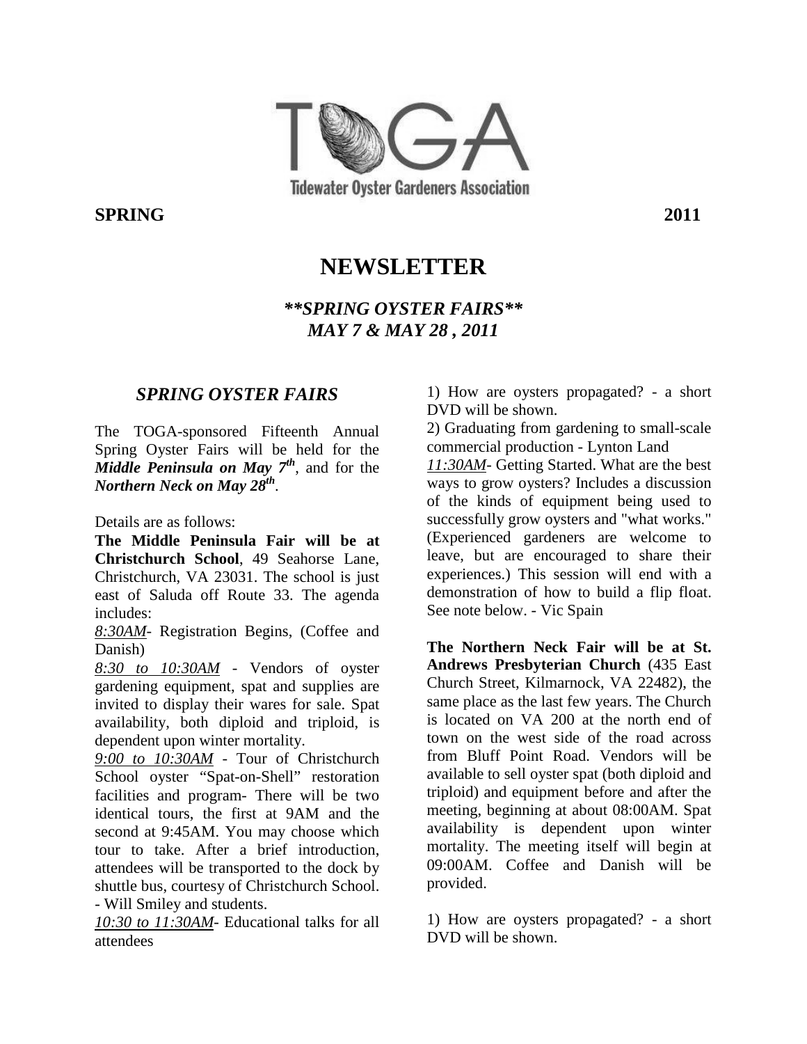TOGA

Tidewater Oyster Gardeners Association

**SPRING** **2011**

# NEWSLETTER

### ***\*\*SPRING OYSTER FAIRS\*\*** **MAY 7 & MAY 28 , 2011***

## *SPRING OYSTER FAIRS*

The TOGA-sponsored Fifteenth Annual Spring Oyster Fairs will be held for the ***Middle Peninsula on May 7th***, and for the ***Northern Neck on May 28th***.

Details are as follows:

**The Middle Peninsula Fair will be at Christchurch School**, 49 Seahorse Lane, Christchurch, VA 23031. The school is just east of Saluda off Route 33. The agenda includes:

*8:30AM*- Registration Begins, (Coffee and Danish)

*8:30 to 10:30AM* - Vendors of oyster gardening equipment, spat and supplies are invited to display their wares for sale. Spat availability, both diploid and triploid, is dependent upon winter mortality.

*9:00 to 10:30AM* - Tour of Christchurch School oyster "Spat-on-Shell" restoration facilities and program- There will be two identical tours, the first at 9AM and the second at 9:45AM. You may choose which tour to take. After a brief introduction, attendees will be transported to the dock by shuttle bus, courtesy of Christchurch School. - Will Smiley and students.

*10:30 to 11:30AM*- Educational talks for all attendees

1) How are oysters propagated? - a short DVD will be shown.

2) Graduating from gardening to small-scale commercial production - Lynton Land

*11:30AM*- Getting Started. What are the best ways to grow oysters? Includes a discussion of the kinds of equipment being used to successfully grow oysters and "what works." (Experienced gardeners are welcome to leave, but are encouraged to share their experiences.) This session will end with a demonstration of how to build a flip float. See note below. - Vic Spain

**The Northern Neck Fair will be at St. Andrews Presbyterian Church** (435 East Church Street, Kilmarnock, VA 22482), the same place as the last few years. The Church is located on VA 200 at the north end of town on the west side of the road across from Bluff Point Road. Vendors will be available to sell oyster spat (both diploid and triploid) and equipment before and after the meeting, beginning at about 08:00AM. Spat availability is dependent upon winter mortality. The meeting itself will begin at 09:00AM. Coffee and Danish will be provided.

1) How are oysters propagated? - a short DVD will be shown.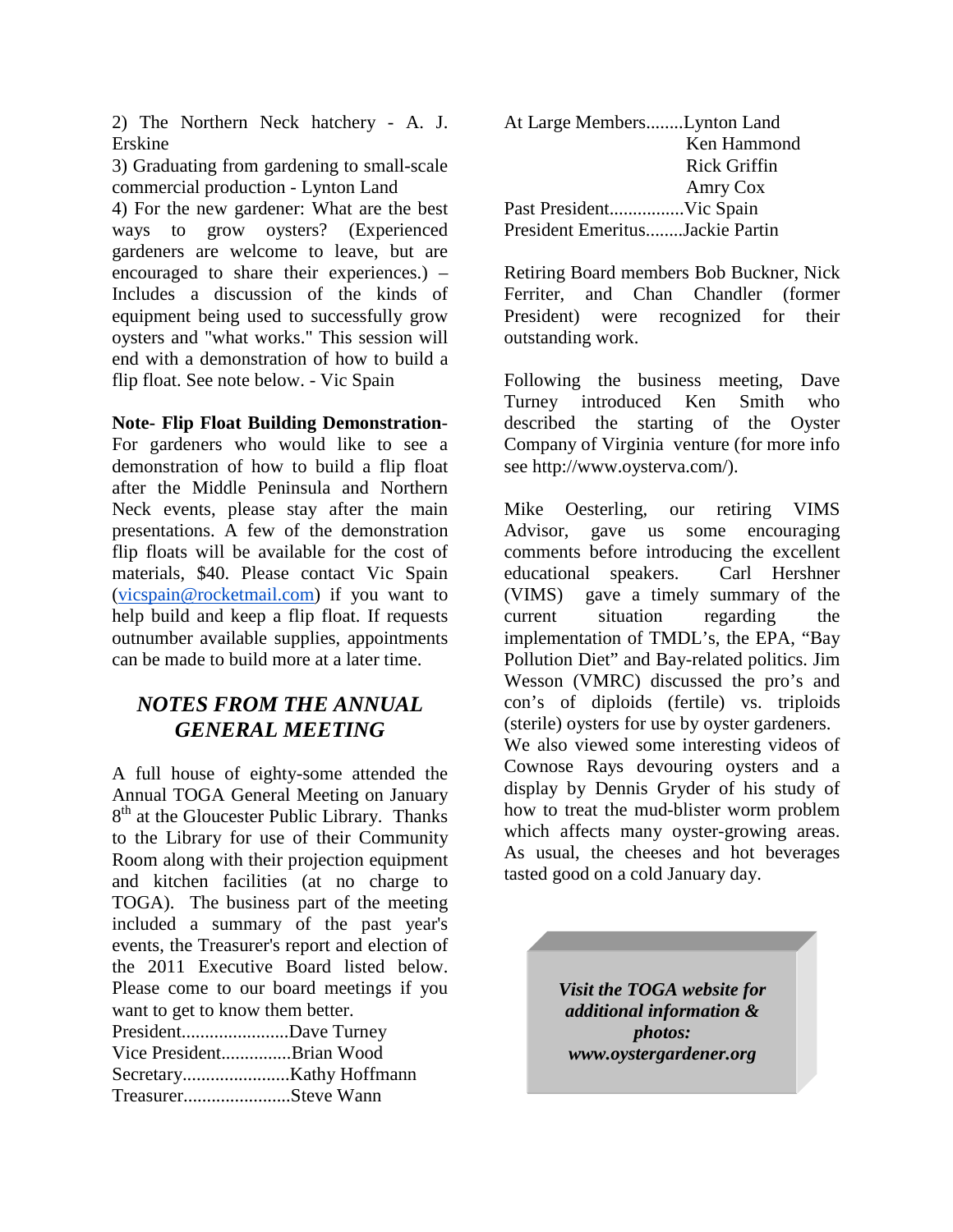2) The Northern Neck hatchery - A. J. Erskine

3) Graduating from gardening to small-scale commercial production - Lynton Land

4) For the new gardener: What are the best ways to grow oysters? (Experienced gardeners are welcome to leave, but are encouraged to share their experiences.) – Includes a discussion of the kinds of equipment being used to successfully grow oysters and "what works." This session will end with a demonstration of how to build a flip float. See note below. - Vic Spain

**Note- Flip Float Building Demonstration**- For gardeners who would like to see a demonstration of how to build a flip float after the Middle Peninsula and Northern Neck events, please stay after the main presentations. A few of the demonstration flip floats will be available for the cost of materials, $40. Please contact Vic Spain (vicspain@rocketmail.com) if you want to help build and keep a flip float. If requests outnumber available supplies, appointments can be made to build more at a later time.

## *NOTES FROM THE ANNUAL GENERAL MEETING*

A full house of eighty-some attended the Annual TOGA General Meeting on January 8th at the Gloucester Public Library. Thanks to the Library for use of their Community Room along with their projection equipment and kitchen facilities (at no charge to TOGA). The business part of the meeting included a summary of the past year's events, the Treasurer's report and election of the 2011 Executive Board listed below. Please come to our board meetings if you want to get to know them better.

President.......................Dave Turney
Vice President...............Brian Wood
Secretary.......................Kathy Hoffmann
Treasurer.......................Steve Wann
At Large Members........Lynton Land
Ken Hammond
Rick Griffin
Amry Cox
Past President................Vic Spain
President Emeritus........Jackie Partin

Retiring Board members Bob Buckner, Nick Ferriter, and Chan Chandler (former President) were recognized for their outstanding work.

Following the business meeting, Dave Turney introduced Ken Smith who described the starting of the Oyster Company of Virginia venture (for more info see http://www.oysterva.com/).

Mike Oesterling, our retiring VIMS Advisor, gave us some encouraging comments before introducing the excellent educational speakers. Carl Hershner (VIMS) gave a timely summary of the current situation regarding the implementation of TMDL's, the EPA, "Bay Pollution Diet" and Bay-related politics. Jim Wesson (VMRC) discussed the pro's and con's of diploids (fertile) vs. triploids (sterile) oysters for use by oyster gardeners. We also viewed some interesting videos of Cownose Rays devouring oysters and a display by Dennis Gryder of his study of how to treat the mud-blister worm problem which affects many oyster-growing areas. As usual, the cheeses and hot beverages tasted good on a cold January day.

***Visit the TOGA website for additional information & photos: www.oystergardener.org***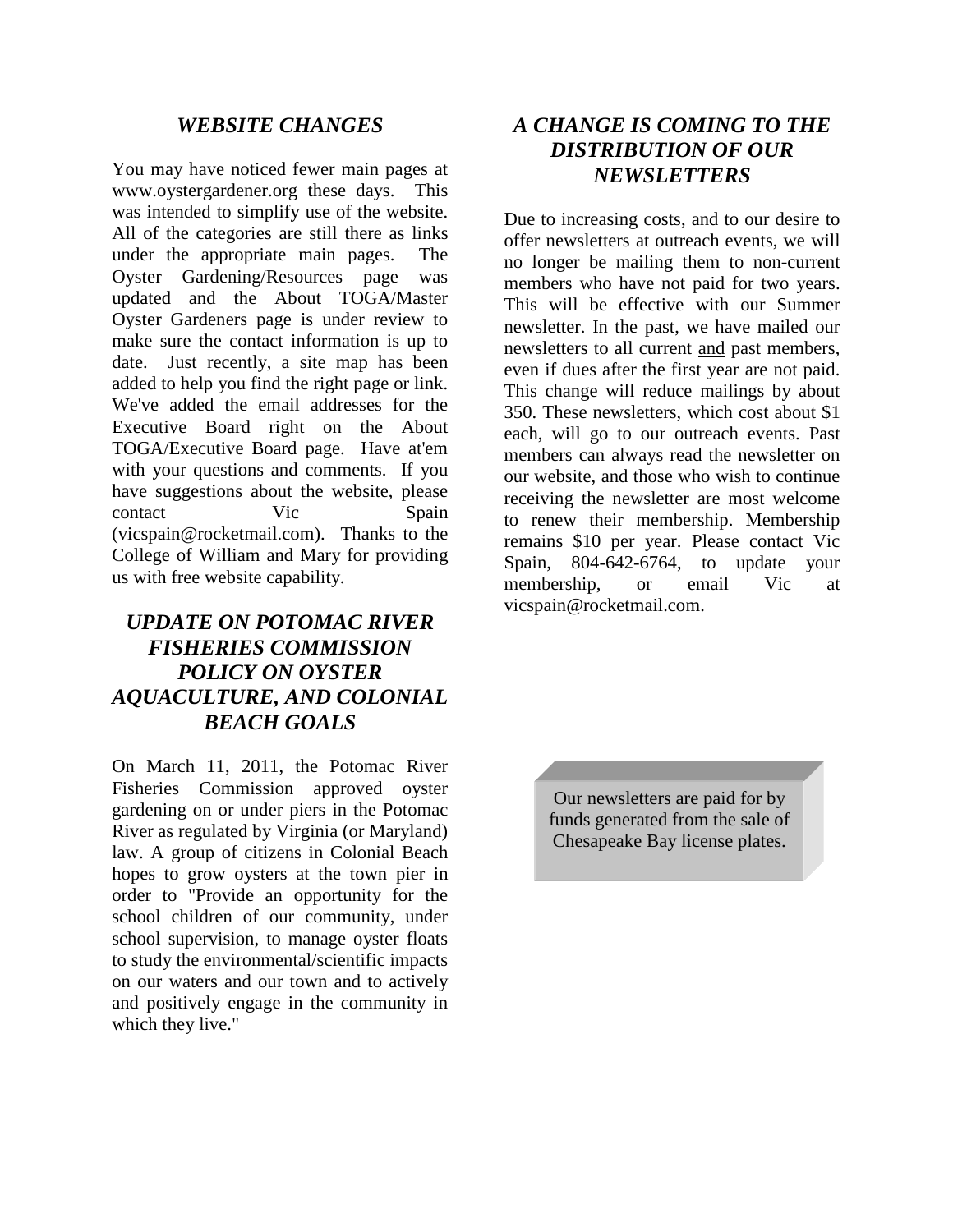## *WEBSITE CHANGES*

You may have noticed fewer main pages at www.oystergardener.org these days. This was intended to simplify use of the website. All of the categories are still there as links under the appropriate main pages. The Oyster Gardening/Resources page was updated and the About TOGA/Master Oyster Gardeners page is under review to make sure the contact information is up to date. Just recently, a site map has been added to help you find the right page or link. We've added the email addresses for the Executive Board right on the About TOGA/Executive Board page. Have at'em with your questions and comments. If you have suggestions about the website, please contact Vic Spain (vicspain@rocketmail.com). Thanks to the College of William and Mary for providing us with free website capability.

## *UPDATE ON POTOMAC RIVER FISHERIES COMMISSION POLICY ON OYSTER AQUACULTURE, AND COLONIAL BEACH GOALS*

On March 11, 2011, the Potomac River Fisheries Commission approved oyster gardening on or under piers in the Potomac River as regulated by Virginia (or Maryland) law. A group of citizens in Colonial Beach hopes to grow oysters at the town pier in order to "Provide an opportunity for the school children of our community, under school supervision, to manage oyster floats to study the environmental/scientific impacts on our waters and our town and to actively and positively engage in the community in which they live."

## *A CHANGE IS COMING TO THE DISTRIBUTION OF OUR NEWSLETTERS*

Due to increasing costs, and to our desire to offer newsletters at outreach events, we will no longer be mailing them to non-current members who have not paid for two years. This will be effective with our Summer newsletter. In the past, we have mailed our newsletters to all current and past members, even if dues after the first year are not paid. This change will reduce mailings by about 350. These newsletters, which cost about $1 each, will go to our outreach events. Past members can always read the newsletter on our website, and those who wish to continue receiving the newsletter are most welcome to renew their membership. Membership remains $10 per year. Please contact Vic Spain, 804-642-6764, to update your membership, or email Vic at vicspain@rocketmail.com.

Our newsletters are paid for by funds generated from the sale of Chesapeake Bay license plates.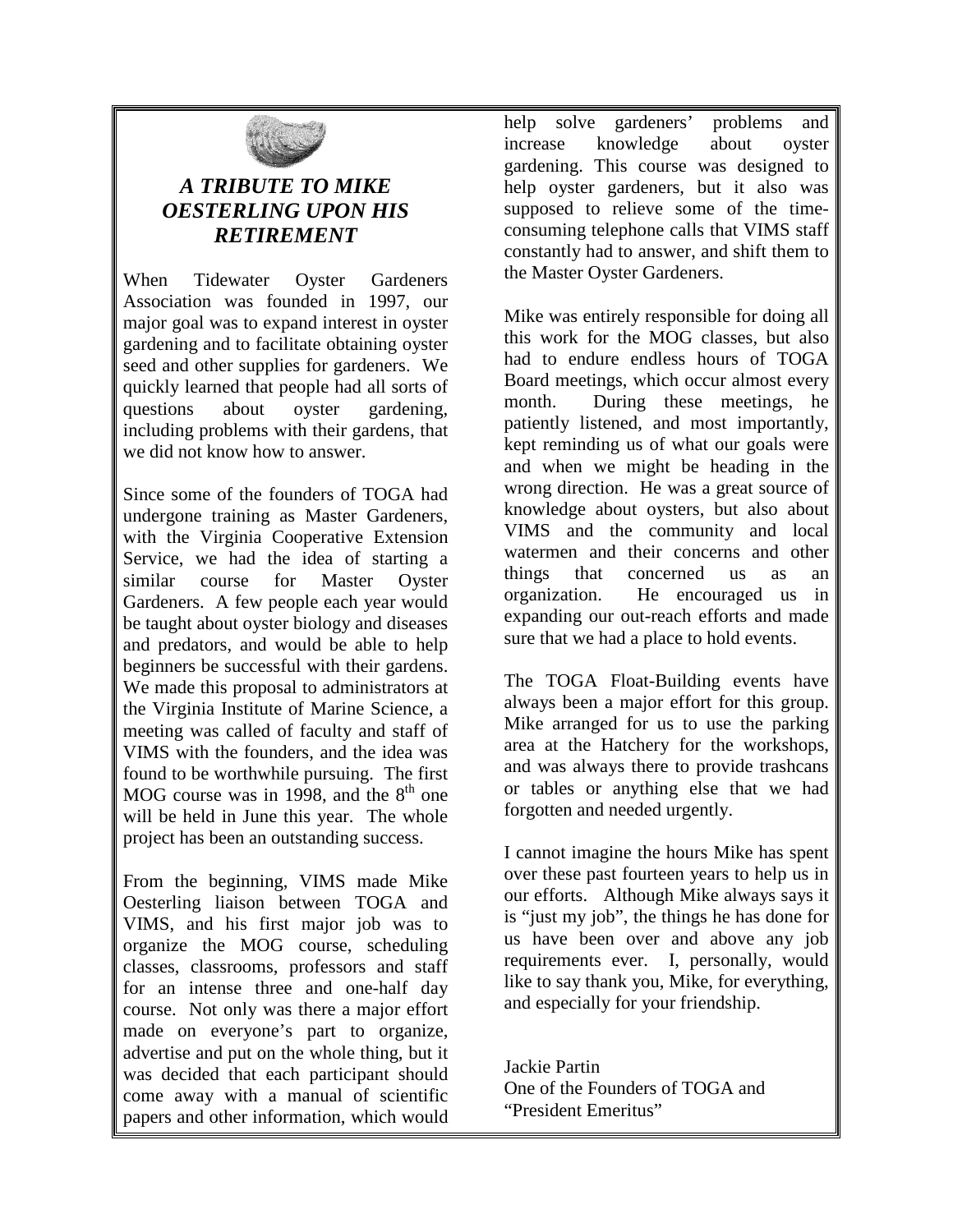### *A TRIBUTE TO MIKE OESTERLING UPON HIS RETIREMENT*

When Tidewater Oyster Gardeners Association was founded in 1997, our major goal was to expand interest in oyster gardening and to facilitate obtaining oyster seed and other supplies for gardeners. We quickly learned that people had all sorts of questions about oyster gardening, including problems with their gardens, that we did not know how to answer.

Since some of the founders of TOGA had undergone training as Master Gardeners, with the Virginia Cooperative Extension Service, we had the idea of starting a similar course for Master Oyster Gardeners. A few people each year would be taught about oyster biology and diseases and predators, and would be able to help beginners be successful with their gardens. We made this proposal to administrators at the Virginia Institute of Marine Science, a meeting was called of faculty and staff of VIMS with the founders, and the idea was found to be worthwhile pursuing. The first MOG course was in 1998, and the 8th one will be held in June this year. The whole project has been an outstanding success.

From the beginning, VIMS made Mike Oesterling liaison between TOGA and VIMS, and his first major job was to organize the MOG course, scheduling classes, classrooms, professors and staff for an intense three and one-half day course. Not only was there a major effort made on everyone's part to organize, advertise and put on the whole thing, but it was decided that each participant should come away with a manual of scientific papers and other information, which would help solve gardeners' problems and increase knowledge about oyster gardening. This course was designed to help oyster gardeners, but it also was supposed to relieve some of the time-consuming telephone calls that VIMS staff constantly had to answer, and shift them to the Master Oyster Gardeners.

Mike was entirely responsible for doing all this work for the MOG classes, but also had to endure endless hours of TOGA Board meetings, which occur almost every month. During these meetings, he patiently listened, and most importantly, kept reminding us of what our goals were and when we might be heading in the wrong direction. He was a great source of knowledge about oysters, but also about VIMS and the community and local watermen and their concerns and other things that concerned us as an organization. He encouraged us in expanding our out-reach efforts and made sure that we had a place to hold events.

The TOGA Float-Building events have always been a major effort for this group. Mike arranged for us to use the parking area at the Hatchery for the workshops, and was always there to provide trashcans or tables or anything else that we had forgotten and needed urgently.

I cannot imagine the hours Mike has spent over these past fourteen years to help us in our efforts. Although Mike always says it is "just my job", the things he has done for us have been over and above any job requirements ever. I, personally, would like to say thank you, Mike, for everything, and especially for your friendship.

Jackie Partin
One of the Founders of TOGA and "President Emeritus"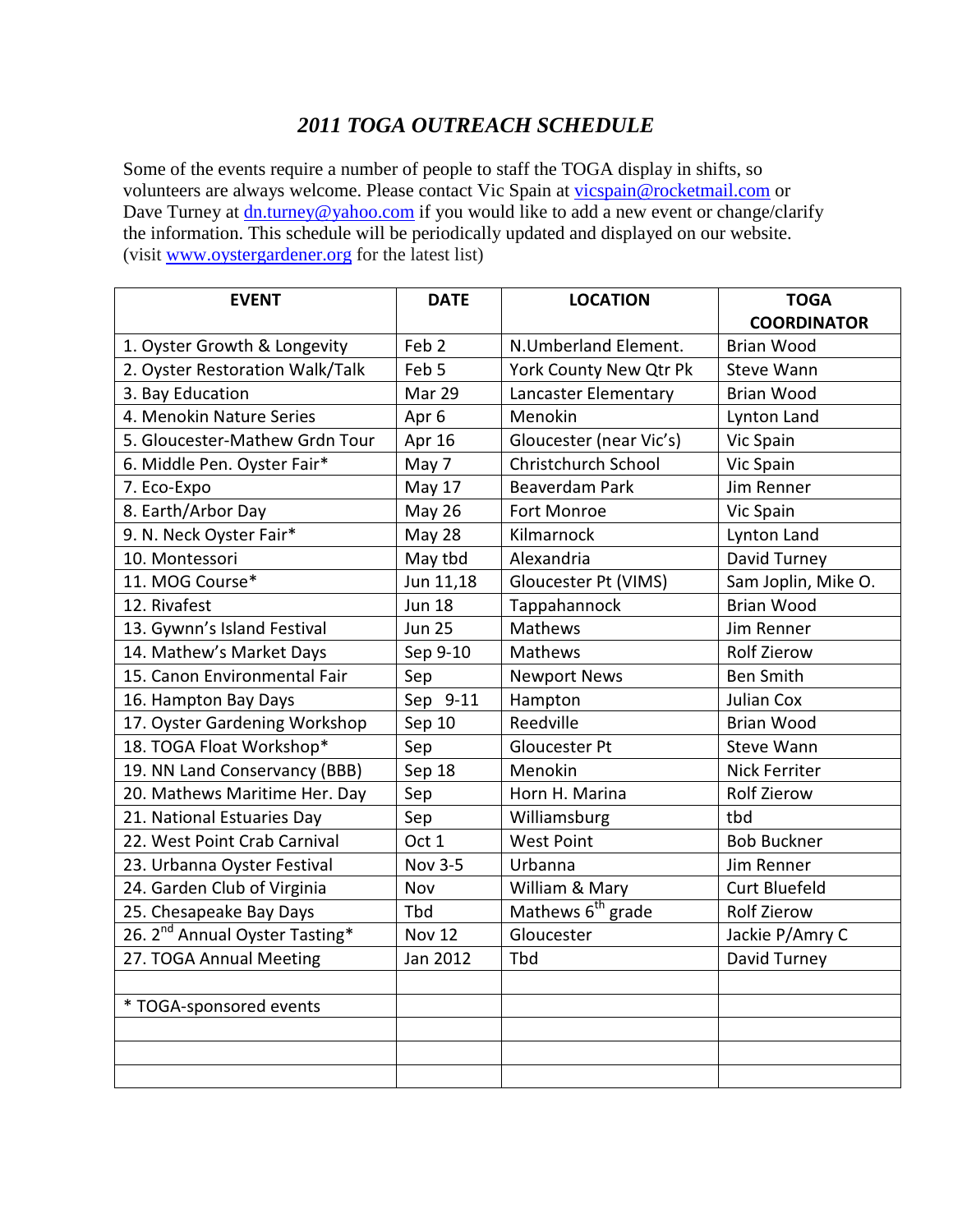# *2011 TOGA OUTREACH SCHEDULE*

Some of the events require a number of people to staff the TOGA display in shifts, so volunteers are always welcome. Please contact Vic Spain at vicspain@rocketmail.com or Dave Turney at dn.turney@yahoo.com if you would like to add a new event or change/clarify the information. This schedule will be periodically updated and displayed on our website. (visit www.oystergardener.org for the latest list)

| EVENT | DATE | LOCATION | TOGA COORDINATOR |
|---|---|---|---|
| 1. Oyster Growth & Longevity | Feb 2 | N.Umberland Element. | Brian Wood |
| 2. Oyster Restoration Walk/Talk | Feb 5 | York County New Qtr Pk | Steve Wann |
| 3. Bay Education | Mar 29 | Lancaster Elementary | Brian Wood |
| 4. Menokin Nature Series | Apr 6 | Menokin | Lynton Land |
| 5. Gloucester-Mathew Grdn Tour | Apr 16 | Gloucester (near Vic's) | Vic Spain |
| 6. Middle Pen. Oyster Fair* | May 7 | Christchurch School | Vic Spain |
| 7. Eco-Expo | May 17 | Beaverdam Park | Jim Renner |
| 8. Earth/Arbor Day | May 26 | Fort Monroe | Vic Spain |
| 9. N. Neck Oyster Fair* | May 28 | Kilmarnock | Lynton Land |
| 10. Montessori | May tbd | Alexandria | David Turney |
| 11. MOG Course* | Jun 11,18 | Gloucester Pt (VIMS) | Sam Joplin, Mike O. |
| 12. Rivafest | Jun 18 | Tappahannock | Brian Wood |
| 13. Gywnn's Island Festival | Jun 25 | Mathews | Jim Renner |
| 14. Mathew's Market Days | Sep 9-10 | Mathews | Rolf Zierow |
| 15. Canon Environmental Fair | Sep | Newport News | Ben Smith |
| 16. Hampton Bay Days | Sep 9-11 | Hampton | Julian Cox |
| 17. Oyster Gardening Workshop | Sep 10 | Reedville | Brian Wood |
| 18. TOGA Float Workshop* | Sep | Gloucester Pt | Steve Wann |
| 19. NN Land Conservancy (BBB) | Sep 18 | Menokin | Nick Ferriter |
| 20. Mathews Maritime Her. Day | Sep | Horn H. Marina | Rolf Zierow |
| 21. National Estuaries Day | Sep | Williamsburg | tbd |
| 22. West Point Crab Carnival | Oct 1 | West Point | Bob Buckner |
| 23. Urbanna Oyster Festival | Nov 3-5 | Urbanna | Jim Renner |
| 24. Garden Club of Virginia | Nov | William & Mary | Curt Bluefeld |
| 25. Chesapeake Bay Days | Tbd | Mathews 6th grade | Rolf Zierow |
| 26. 2nd Annual Oyster Tasting* | Nov 12 | Gloucester | Jackie P/Amry C |
| 27. TOGA Annual Meeting | Jan 2012 | Tbd | David Turney |
| | | | |
| * TOGA-sponsored events | | | |
| | | | |
| | | | |
| | | | |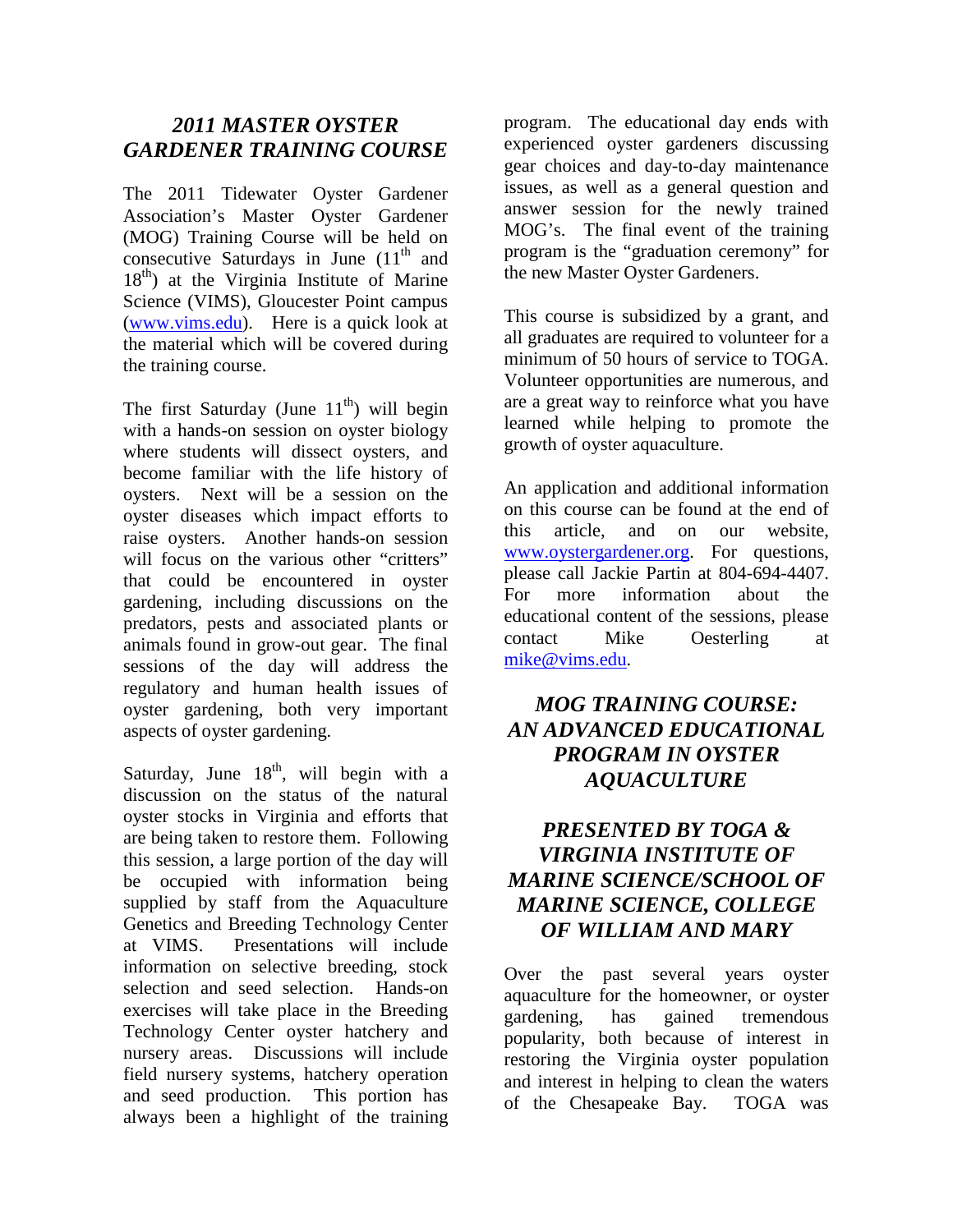## *2011 MASTER OYSTER GARDENER TRAINING COURSE*

The 2011 Tidewater Oyster Gardener Association's Master Oyster Gardener (MOG) Training Course will be held on consecutive Saturdays in June (11th and 18th) at the Virginia Institute of Marine Science (VIMS), Gloucester Point campus (www.vims.edu). Here is a quick look at the material which will be covered during the training course.

The first Saturday (June 11th) will begin with a hands-on session on oyster biology where students will dissect oysters, and become familiar with the life history of oysters. Next will be a session on the oyster diseases which impact efforts to raise oysters. Another hands-on session will focus on the various other "critters" that could be encountered in oyster gardening, including discussions on the predators, pests and associated plants or animals found in grow-out gear. The final sessions of the day will address the regulatory and human health issues of oyster gardening, both very important aspects of oyster gardening.

Saturday, June 18th, will begin with a discussion on the status of the natural oyster stocks in Virginia and efforts that are being taken to restore them. Following this session, a large portion of the day will be occupied with information being supplied by staff from the Aquaculture Genetics and Breeding Technology Center at VIMS. Presentations will include information on selective breeding, stock selection and seed selection. Hands-on exercises will take place in the Breeding Technology Center oyster hatchery and nursery areas. Discussions will include field nursery systems, hatchery operation and seed production. This portion has always been a highlight of the training program. The educational day ends with experienced oyster gardeners discussing gear choices and day-to-day maintenance issues, as well as a general question and answer session for the newly trained MOG's. The final event of the training program is the "graduation ceremony" for the new Master Oyster Gardeners.

This course is subsidized by a grant, and all graduates are required to volunteer for a minimum of 50 hours of service to TOGA. Volunteer opportunities are numerous, and are a great way to reinforce what you have learned while helping to promote the growth of oyster aquaculture.

An application and additional information on this course can be found at the end of this article, and on our website, www.oystergardener.org. For questions, please call Jackie Partin at 804-694-4407. For more information about the educational content of the sessions, please contact Mike Oesterling at mike@vims.edu.

## *MOG TRAINING COURSE: AN ADVANCED EDUCATIONAL PROGRAM IN OYSTER AQUACULTURE*

## *PRESENTED BY TOGA & VIRGINIA INSTITUTE OF MARINE SCIENCE/SCHOOL OF MARINE SCIENCE, COLLEGE OF WILLIAM AND MARY*

Over the past several years oyster aquaculture for the homeowner, or oyster gardening, has gained tremendous popularity, both because of interest in restoring the Virginia oyster population and interest in helping to clean the waters of the Chesapeake Bay. TOGA was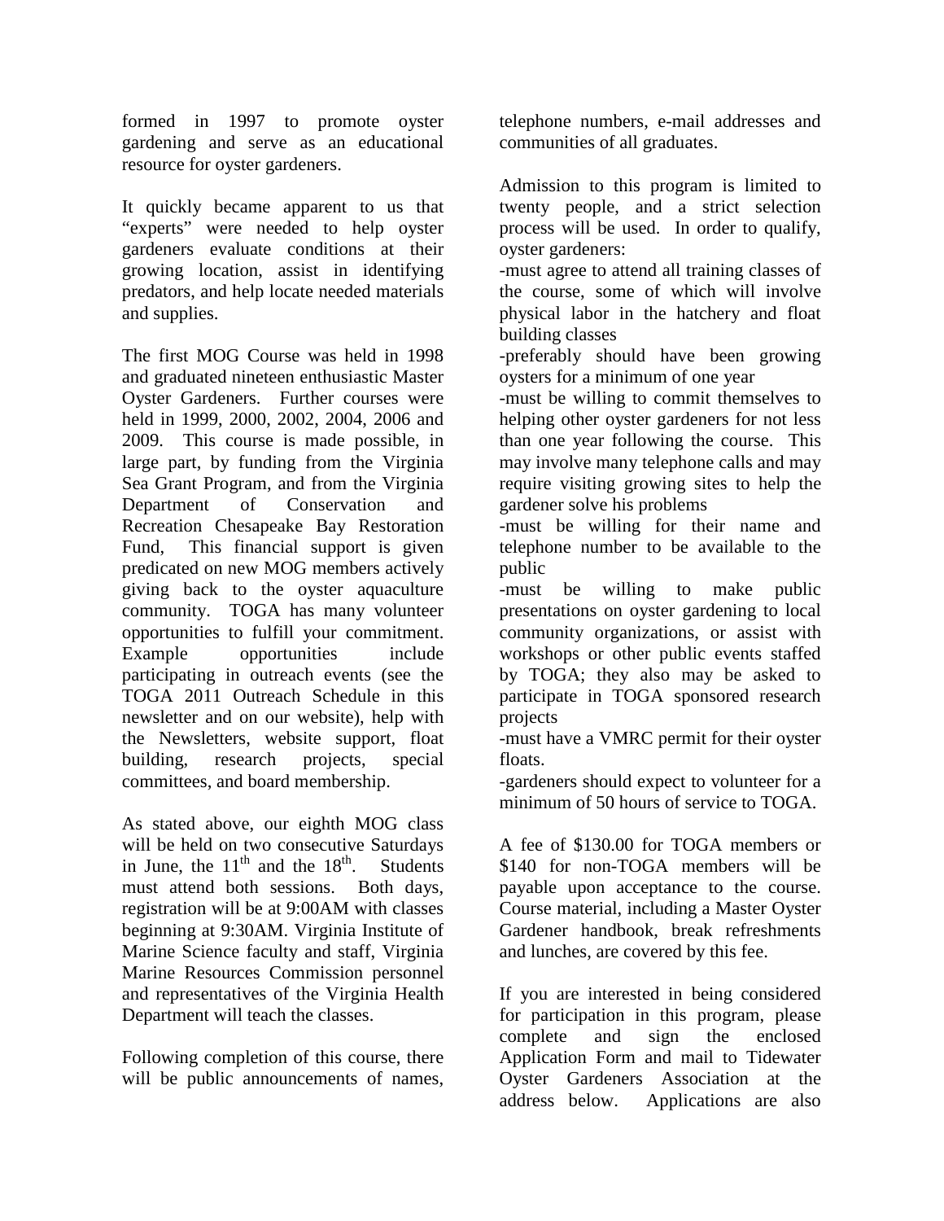formed in 1997 to promote oyster gardening and serve as an educational resource for oyster gardeners.

It quickly became apparent to us that "experts" were needed to help oyster gardeners evaluate conditions at their growing location, assist in identifying predators, and help locate needed materials and supplies.

The first MOG Course was held in 1998 and graduated nineteen enthusiastic Master Oyster Gardeners. Further courses were held in 1999, 2000, 2002, 2004, 2006 and 2009. This course is made possible, in large part, by funding from the Virginia Sea Grant Program, and from the Virginia Department of Conservation and Recreation Chesapeake Bay Restoration Fund, This financial support is given predicated on new MOG members actively giving back to the oyster aquaculture community. TOGA has many volunteer opportunities to fulfill your commitment. Example opportunities include participating in outreach events (see the TOGA 2011 Outreach Schedule in this newsletter and on our website), help with the Newsletters, website support, float building, research projects, special committees, and board membership.

As stated above, our eighth MOG class will be held on two consecutive Saturdays in June, the 11th and the 18th. Students must attend both sessions. Both days, registration will be at 9:00AM with classes beginning at 9:30AM. Virginia Institute of Marine Science faculty and staff, Virginia Marine Resources Commission personnel and representatives of the Virginia Health Department will teach the classes.

Following completion of this course, there will be public announcements of names, telephone numbers, e-mail addresses and communities of all graduates.

Admission to this program is limited to twenty people, and a strict selection process will be used. In order to qualify, oyster gardeners:

- must agree to attend all training classes of the course, some of which will involve physical labor in the hatchery and float building classes
- preferably should have been growing oysters for a minimum of one year
- must be willing to commit themselves to helping other oyster gardeners for not less than one year following the course. This may involve many telephone calls and may require visiting growing sites to help the gardener solve his problems
- must be willing for their name and telephone number to be available to the public
- must be willing to make public presentations on oyster gardening to local community organizations, or assist with workshops or other public events staffed by TOGA; they also may be asked to participate in TOGA sponsored research projects
- must have a VMRC permit for their oyster floats.
- gardeners should expect to volunteer for a minimum of 50 hours of service to TOGA.

A fee of $130.00 for TOGA members or $140 for non-TOGA members will be payable upon acceptance to the course. Course material, including a Master Oyster Gardener handbook, break refreshments and lunches, are covered by this fee.

If you are interested in being considered for participation in this program, please complete and sign the enclosed Application Form and mail to Tidewater Oyster Gardeners Association at the address below. Applications are also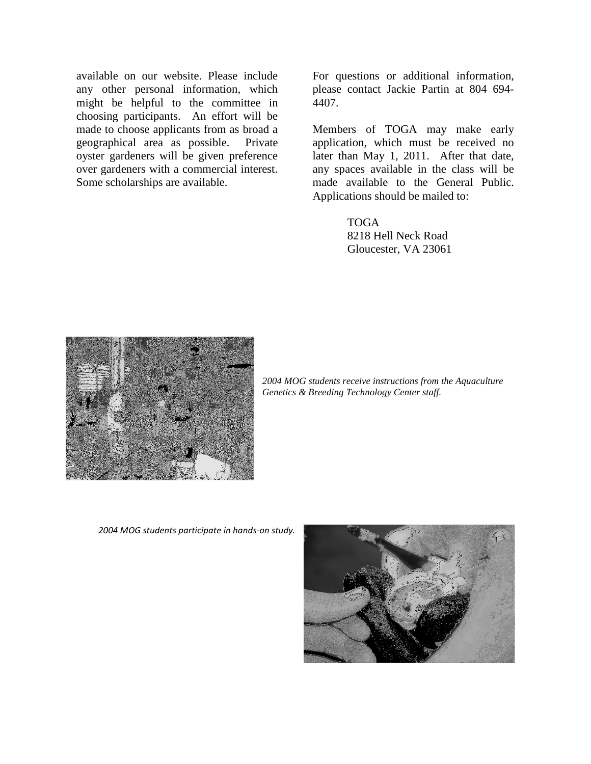available on our website. Please include any other personal information, which might be helpful to the committee in choosing participants. An effort will be made to choose applicants from as broad a geographical area as possible. Private oyster gardeners will be given preference over gardeners with a commercial interest. Some scholarships are available.

For questions or additional information, please contact Jackie Partin at 804 694-4407.

Members of TOGA may make early application, which must be received no later than May 1, 2011. After that date, any spaces available in the class will be made available to the General Public. Applications should be mailed to:

TOGA
8218 Hell Neck Road
Gloucester, VA 23061

*2004 MOG students receive instructions from the Aquaculture Genetics & Breeding Technology Center staff.*

*2004 MOG students participate in hands-on study.*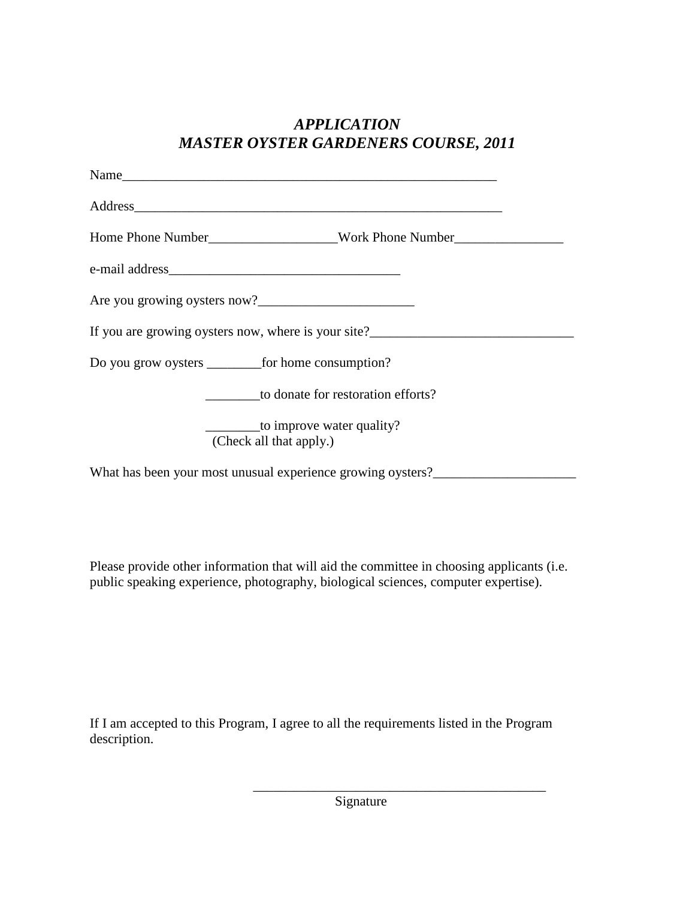# *APPLICATION*
# *MASTER OYSTER GARDENERS COURSE, 2011*

Name_______________________________________________________

Address_______________________________________________________

Home Phone Number__________________Work Phone Number________________

e-mail address___________________________________

Are you growing oysters now?_______________________

If you are growing oysters now, where is your site?______________________________

Do you grow oysters ________for home consumption?

________to donate for restoration efforts?

________to improve water quality?
(Check all that apply.)

What has been your most unusual experience growing oysters?_____________________

Please provide other information that will aid the committee in choosing applicants (i.e. public speaking experience, photography, biological sciences, computer expertise).

If I am accepted to this Program, I agree to all the requirements listed in the Program description.

____________________________________________
Signature